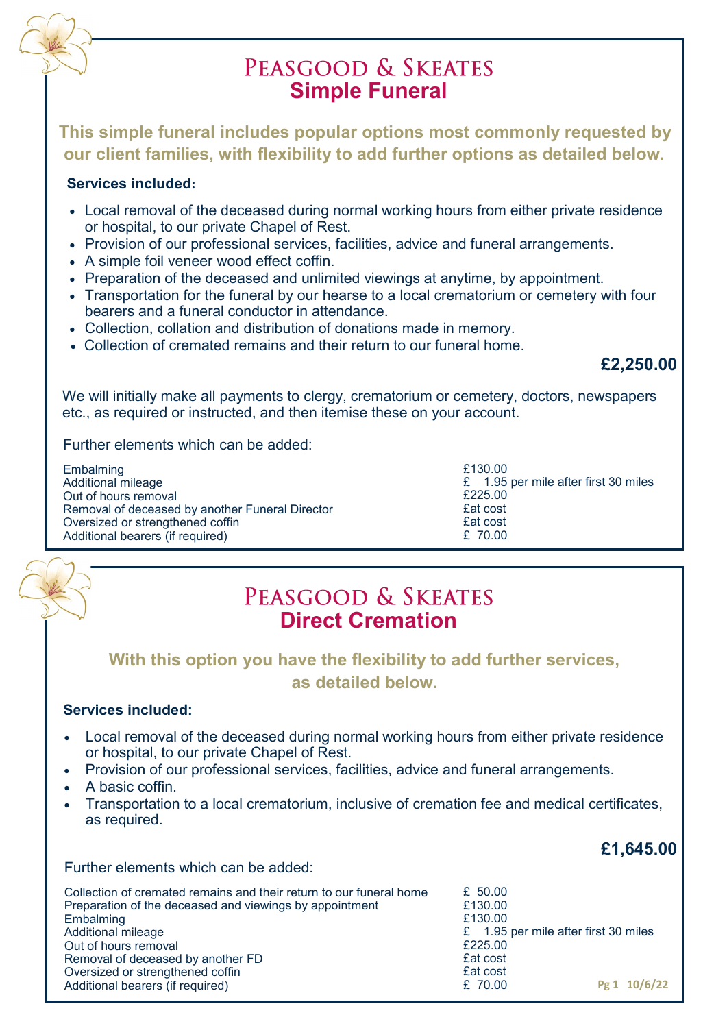# PEASGOOD & SKEATES
## Simple Funeral

**This simple funeral includes popular options most commonly requested by our client families, with flexibility to add further options as detailed below.**

**Services included:**

- Local removal of the deceased during normal working hours from either private residence or hospital, to our private Chapel of Rest.
- Provision of our professional services, facilities, advice and funeral arrangements.
- A simple foil veneer wood effect coffin.
- Preparation of the deceased and unlimited viewings at anytime, by appointment.
- Transportation for the funeral by our hearse to a local crematorium or cemetery with four bearers and a funeral conductor in attendance.
- Collection, collation and distribution of donations made in memory.
- Collection of cremated remains and their return to our funeral home.

**£2,250.00**

We will initially make all payments to clergy, crematorium or cemetery, doctors, newspapers etc., as required or instructed, and then itemise these on your account.

Further elements which can be added:

| | |
|---|---|
| Embalming | £130.00 |
| Additional mileage | £ 1.95 per mile after first 30 miles |
| Out of hours removal | £225.00 |
| Removal of deceased by another Funeral Director | £at cost |
| Oversized or strengthened coffin | £at cost |
| Additional bearers (if required) | £ 70.00 |

# PEASGOOD & SKEATES
## Direct Cremation

**With this option you have the flexibility to add further services, as detailed below.**

**Services included:**

- Local removal of the deceased during normal working hours from either private residence or hospital, to our private Chapel of Rest.
- Provision of our professional services, facilities, advice and funeral arrangements.
- A basic coffin.
- Transportation to a local crematorium, inclusive of cremation fee and medical certificates, as required.

**£1,645.00**

Further elements which can be added:

| | |
|---|---|
| Collection of cremated remains and their return to our funeral home | £ 50.00 |
| Preparation of the deceased and viewings by appointment | £130.00 |
| Embalming | £130.00 |
| Additional mileage | £ 1.95 per mile after first 30 miles |
| Out of hours removal | £225.00 |
| Removal of deceased by another FD | £at cost |
| Oversized or strengthened coffin | £at cost |
| Additional bearers (if required) | £ 70.00 |

10/6/22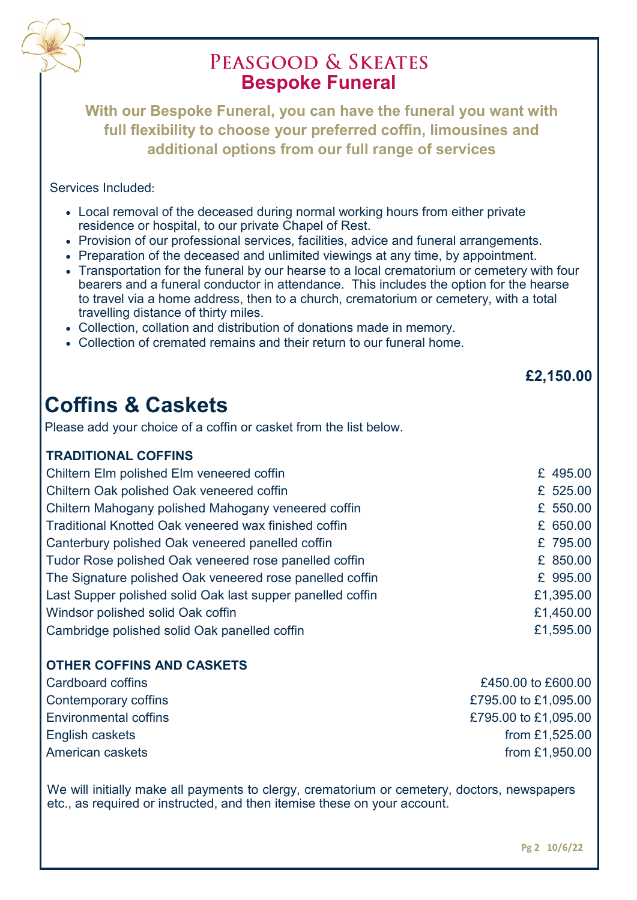# Peasgood & Skeates

## Bespoke Funeral

**With our Bespoke Funeral, you can have the funeral you want with full flexibility to choose your preferred coffin, limousines and additional options from our full range of services**

Services Included:

- Local removal of the deceased during normal working hours from either private residence or hospital, to our private Chapel of Rest.
- Provision of our professional services, facilities, advice and funeral arrangements.
- Preparation of the deceased and unlimited viewings at any time, by appointment.
- Transportation for the funeral by our hearse to a local crematorium or cemetery with four bearers and a funeral conductor in attendance. This includes the option for the hearse to travel via a home address, then to a church, crematorium or cemetery, with a total travelling distance of thirty miles.
- Collection, collation and distribution of donations made in memory.
- Collection of cremated remains and their return to our funeral home.

**£2,150.00**

# Coffins & Caskets

Please add your choice of a coffin or casket from the list below.

**TRADITIONAL COFFINS**

| | |
|---|---|
| Chiltern Elm polished Elm veneered coffin | £ 495.00 |
| Chiltern Oak polished Oak veneered coffin | £ 525.00 |
| Chiltern Mahogany polished Mahogany veneered coffin | £ 550.00 |
| Traditional Knotted Oak veneered wax finished coffin | £ 650.00 |
| Canterbury polished Oak veneered panelled coffin | £ 795.00 |
| Tudor Rose polished Oak veneered rose panelled coffin | £ 850.00 |
| The Signature polished Oak veneered rose panelled coffin | £ 995.00 |
| Last Supper polished solid Oak last supper panelled coffin | £1,395.00 |
| Windsor polished solid Oak coffin | £1,450.00 |
| Cambridge polished solid Oak panelled coffin | £1,595.00 |

**OTHER COFFINS AND CASKETS**

| | |
|---|---|
| Cardboard coffins | £450.00 to £600.00 |
| Contemporary coffins | £795.00 to £1,095.00 |
| Environmental coffins | £795.00 to £1,095.00 |
| English caskets | from £1,525.00 |
| American caskets | from £1,950.00 |

We will initially make all payments to clergy, crematorium or cemetery, doctors, newspapers etc., as required or instructed, and then itemise these on your account.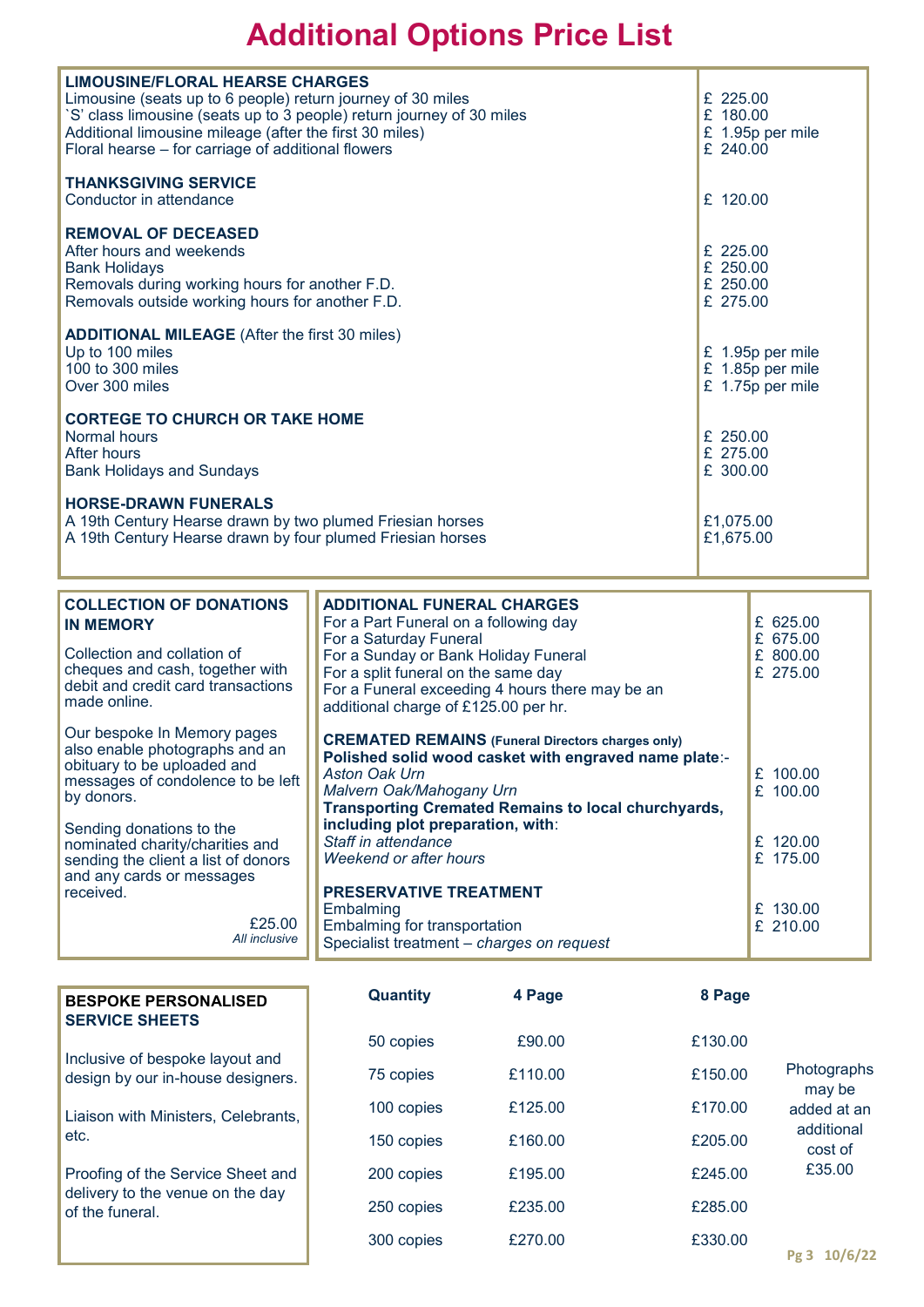# Additional Options Price List

| | |
|---|---|
| **LIMOUSINE/FLORAL HEARSE CHARGES** | |
| Limousine (seats up to 6 people) return journey of 30 miles | £ 225.00 |
| `S' class limousine (seats up to 3 people) return journey of 30 miles | £ 180.00 |
| Additional limousine mileage (after the first 30 miles) | £ 1.95p per mile |
| Floral hearse – for carriage of additional flowers | £ 240.00 |
| **THANKSGIVING SERVICE** | |
| Conductor in attendance | £ 120.00 |
| **REMOVAL OF DECEASED** | |
| After hours and weekends | £ 225.00 |
| Bank Holidays | £ 250.00 |
| Removals during working hours for another F.D. | £ 250.00 |
| Removals outside working hours for another F.D. | £ 275.00 |
| **ADDITIONAL MILEAGE** (After the first 30 miles) | |
| Up to 100 miles | £ 1.95p per mile |
| 100 to 300 miles | £ 1.85p per mile |
| Over 300 miles | £ 1.75p per mile |
| **CORTEGE TO CHURCH OR TAKE HOME** | |
| Normal hours | £ 250.00 |
| After hours | £ 275.00 |
| Bank Holidays and Sundays | £ 300.00 |
| **HORSE-DRAWN FUNERALS** | |
| A 19th Century Hearse drawn by two plumed Friesian horses | £1,075.00 |
| A 19th Century Hearse drawn by four plumed Friesian horses | £1,675.00 |

**COLLECTION OF DONATIONS IN MEMORY**

Collection and collation of cheques and cash, together with debit and credit card transactions made online.

Our bespoke In Memory pages also enable photographs and an obituary to be uploaded and messages of condolence to be left by donors.

Sending donations to the nominated charity/charities and sending the client a list of donors and any cards or messages received.

£25.00
*All inclusive*

| | |
|---|---|
| **ADDITIONAL FUNERAL CHARGES** | |
| For a Part Funeral on a following day | £ 625.00 |
| For a Saturday Funeral | £ 675.00 |
| For a Sunday or Bank Holiday Funeral | £ 800.00 |
| For a split funeral on the same day | £ 275.00 |
| For a Funeral exceeding 4 hours there may be an additional charge of £125.00 per hr. | |
| **CREMATED REMAINS** (Funeral Directors charges only) | |
| **Polished solid wood casket with engraved name plate**:- | |
| *Aston Oak Urn* | £ 100.00 |
| *Malvern Oak/Mahogany Urn* | £ 100.00 |
| **Transporting Cremated Remains to local churchyards, including plot preparation, with**: | |
| *Staff in attendance* | £ 120.00 |
| *Weekend or after hours* | £ 175.00 |
| **PRESERVATIVE TREATMENT** | |
| Embalming | £ 130.00 |
| Embalming for transportation | £ 210.00 |
| Specialist treatment – *charges on request* | |

**BESPOKE PERSONALISED SERVICE SHEETS**

Inclusive of bespoke layout and design by our in-house designers.

Liaison with Ministers, Celebrants, etc.

Proofing of the Service Sheet and delivery to the venue on the day of the funeral.

| Quantity | 4 Page | 8 Page |
|---|---|---|
| 50 copies | £90.00 | £130.00 |
| 75 copies | £110.00 | £150.00 |
| 100 copies | £125.00 | £170.00 |
| 150 copies | £160.00 | £205.00 |
| 200 copies | £195.00 | £245.00 |
| 250 copies | £235.00 | £285.00 |
| 300 copies | £270.00 | £330.00 |

Photographs may be added at an additional cost of £35.00

Pg 3 10/6/22